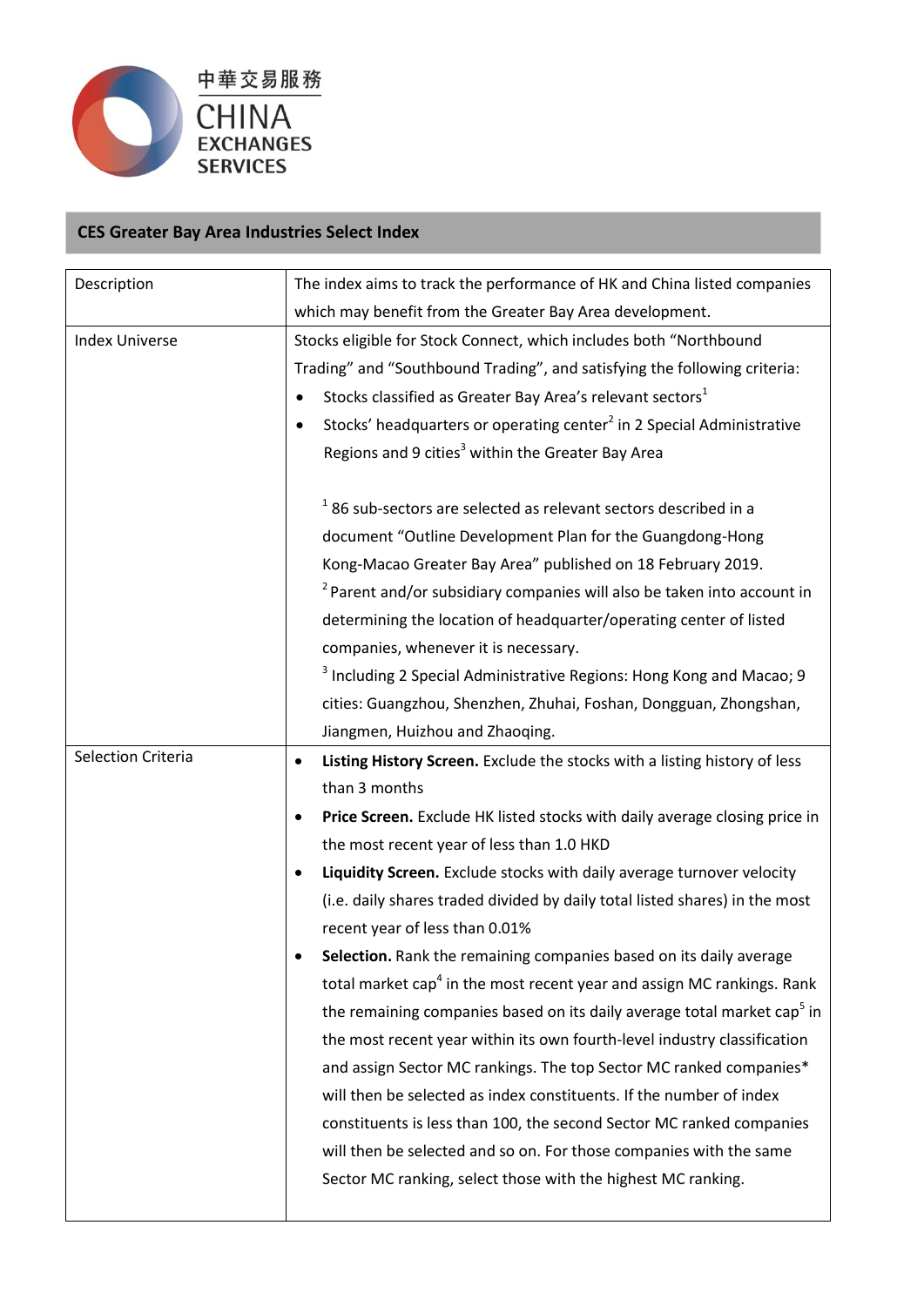中華交易服務
CHINA
EXCHANGES
SERVICES

## CES Greater Bay Area Industries Select Index

| | |
|---|---|
| Description | The index aims to track the performance of HK and China listed companies which may benefit from the Greater Bay Area development. |
| Index Universe | Stocks eligible for Stock Connect, which includes both "Northbound Trading" and "Southbound Trading", and satisfying the following criteria:<br>• Stocks classified as Greater Bay Area's relevant sectors[1]<br>• Stocks' headquarters or operating center[2] in 2 Special Administrative Regions and 9 cities[3] within the Greater Bay Area<br><br>[1] 86 sub-sectors are selected as relevant sectors described in a document "Outline Development Plan for the Guangdong-Hong Kong-Macao Greater Bay Area" published on 18 February 2019.<br>[2] Parent and/or subsidiary companies will also be taken into account in determining the location of headquarter/operating center of listed companies, whenever it is necessary.<br>[3] Including 2 Special Administrative Regions: Hong Kong and Macao; 9 cities: Guangzhou, Shenzhen, Zhuhai, Foshan, Dongguan, Zhongshan, Jiangmen, Huizhou and Zhaoqing. |
| Selection Criteria | • **Listing History Screen.** Exclude the stocks with a listing history of less than 3 months<br>• **Price Screen.** Exclude HK listed stocks with daily average closing price in the most recent year of less than 1.0 HKD<br>• **Liquidity Screen.** Exclude stocks with daily average turnover velocity (i.e. daily shares traded divided by daily total listed shares) in the most recent year of less than 0.01%<br>• **Selection.** Rank the remaining companies based on its daily average total market cap[4] in the most recent year and assign MC rankings. Rank the remaining companies based on its daily average total market cap[5] in the most recent year within its own fourth-level industry classification and assign Sector MC rankings. The top Sector MC ranked companies* will then be selected as index constituents. If the number of index constituents is less than 100, the second Sector MC ranked companies will then be selected and so on. For those companies with the same Sector MC ranking, select those with the highest MC ranking. |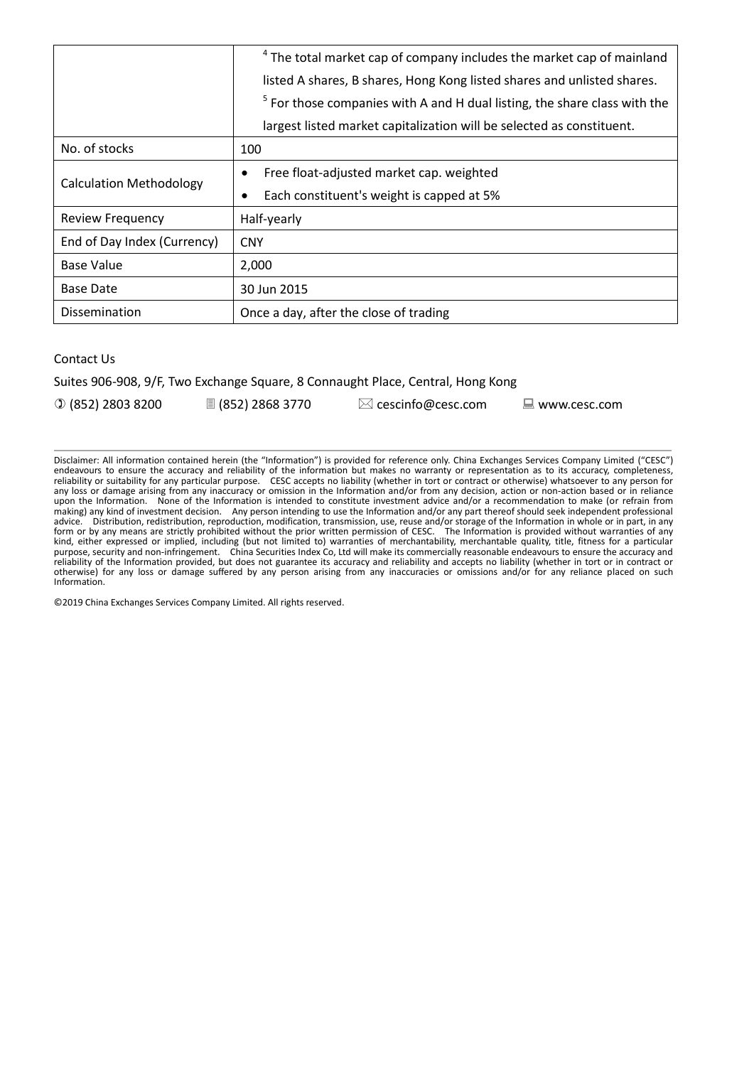| | |
|---|---|
| | [4] The total market cap of company includes the market cap of mainland listed A shares, B shares, Hong Kong listed shares and unlisted shares.<br>[5] For those companies with A and H dual listing, the share class with the largest listed market capitalization will be selected as constituent. |
| No. of stocks | 100 |
| Calculation Methodology | • Free float-adjusted market cap. weighted<br>• Each constituent's weight is capped at 5% |
| Review Frequency | Half-yearly |
| End of Day Index (Currency) | CNY |
| Base Value | 2,000 |
| Base Date | 30 Jun 2015 |
| Dissemination | Once a day, after the close of trading |

Contact Us

Suites 906-908, 9/F, Two Exchange Square, 8 Connaught Place, Central, Hong Kong

(852) 2803 8200 (852) 2868 3770 cescinfo@cesc.com www.cesc.com

Disclaimer: All information contained herein (the "Information") is provided for reference only. China Exchanges Services Company Limited ("CESC") endeavours to ensure the accuracy and reliability of the information but makes no warranty or representation as to its accuracy, completeness, reliability or suitability for any particular purpose. CESC accepts no liability (whether in tort or contract or otherwise) whatsoever to any person for any loss or damage arising from any inaccuracy or omission in the Information and/or from any decision, action or non-action based or in reliance upon the Information. None of the Information is intended to constitute investment advice and/or a recommendation to make (or refrain from making) any kind of investment decision. Any person intending to use the Information and/or any part thereof should seek independent professional advice. Distribution, redistribution, reproduction, modification, transmission, use, reuse and/or storage of the Information in whole or in part, in any form or by any means are strictly prohibited without the prior written permission of CESC. The Information is provided without warranties of any kind, either expressed or implied, including (but not limited to) warranties of merchantability, merchantable quality, title, fitness for a particular purpose, security and non-infringement. China Securities Index Co, Ltd will make its commercially reasonable endeavours to ensure the accuracy and reliability of the Information provided, but does not guarantee its accuracy and reliability and accepts no liability (whether in tort or in contract or otherwise) for any loss or damage suffered by any person arising from any inaccuracies or omissions and/or for any reliance placed on such Information.

©2019 China Exchanges Services Company Limited. All rights reserved.